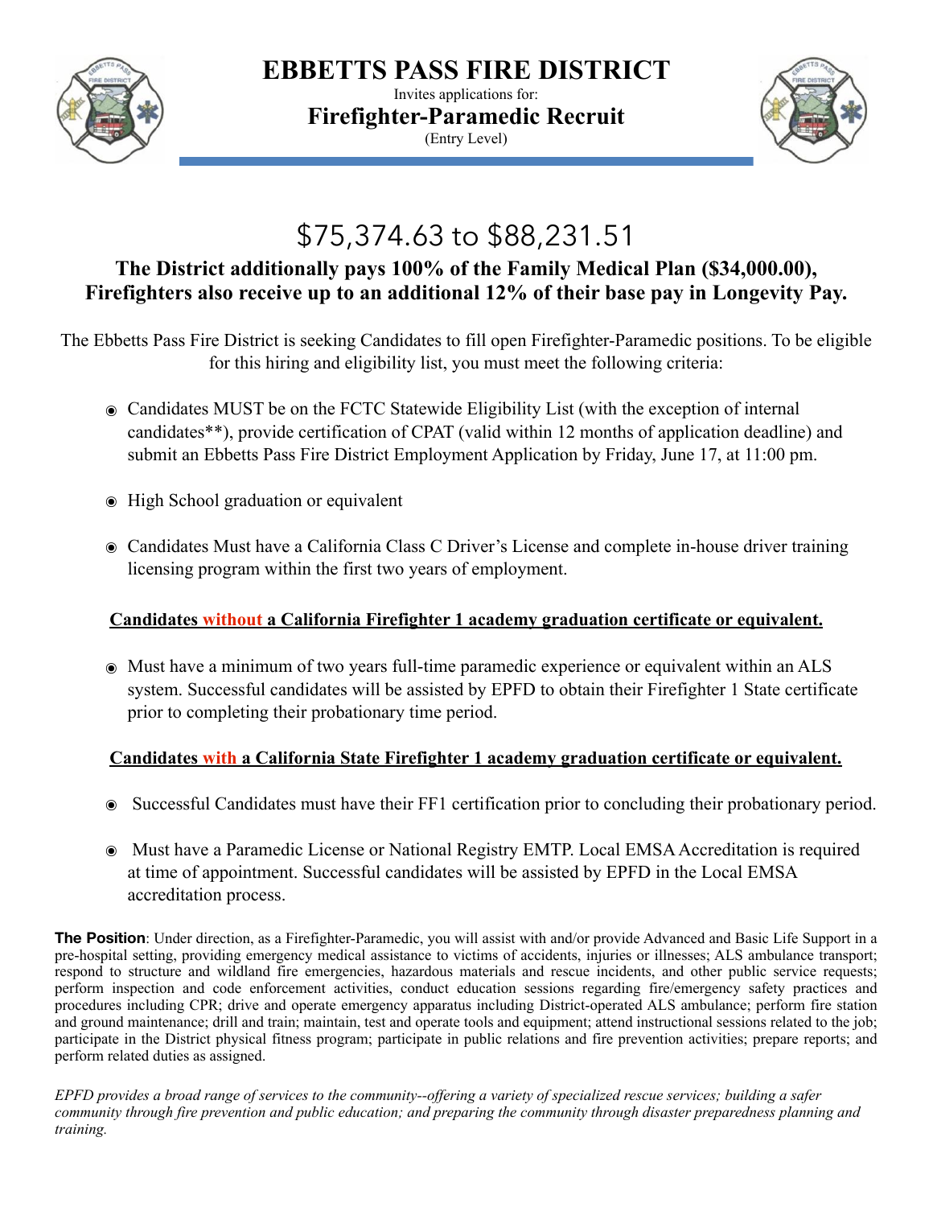# EBBETTS PASS FIRE DISTRICT

Invites applications for:

## Firefighter-Paramedic Recruit

(Entry Level)

# $75,374.63 to $88,231.51

**The District additionally pays 100% of the Family Medical Plan ($34,000.00), Firefighters also receive up to an additional 12% of their base pay in Longevity Pay.**

The Ebbetts Pass Fire District is seeking Candidates to fill open Firefighter-Paramedic positions. To be eligible for this hiring and eligibility list, you must meet the following criteria:

- Candidates MUST be on the FCTC Statewide Eligibility List (with the exception of internal candidates**), provide certification of CPAT (valid within 12 months of application deadline) and submit an Ebbetts Pass Fire District Employment Application by Friday, June 17, at 11:00 pm.
- High School graduation or equivalent
- Candidates Must have a California Class C Driver's License and complete in-house driver training licensing program within the first two years of employment.

**Candidates without a California Firefighter 1 academy graduation certificate or equivalent.**

- Must have a minimum of two years full-time paramedic experience or equivalent within an ALS system. Successful candidates will be assisted by EPFD to obtain their Firefighter 1 State certificate prior to completing their probationary time period.

**Candidates with a California State Firefighter 1 academy graduation certificate or equivalent.**

- Successful Candidates must have their FF1 certification prior to concluding their probationary period.
- Must have a Paramedic License or National Registry EMTP. Local EMSA Accreditation is required at time of appointment. Successful candidates will be assisted by EPFD in the Local EMSA accreditation process.

**The Position**: Under direction, as a Firefighter-Paramedic, you will assist with and/or provide Advanced and Basic Life Support in a pre-hospital setting, providing emergency medical assistance to victims of accidents, injuries or illnesses; ALS ambulance transport; respond to structure and wildland fire emergencies, hazardous materials and rescue incidents, and other public service requests; perform inspection and code enforcement activities, conduct education sessions regarding fire/emergency safety practices and procedures including CPR; drive and operate emergency apparatus including District-operated ALS ambulance; perform fire station and ground maintenance; drill and train; maintain, test and operate tools and equipment; attend instructional sessions related to the job; participate in the District physical fitness program; participate in public relations and fire prevention activities; prepare reports; and perform related duties as assigned.

*EPFD provides a broad range of services to the community--offering a variety of specialized rescue services; building a safer community through fire prevention and public education; and preparing the community through disaster preparedness planning and training.*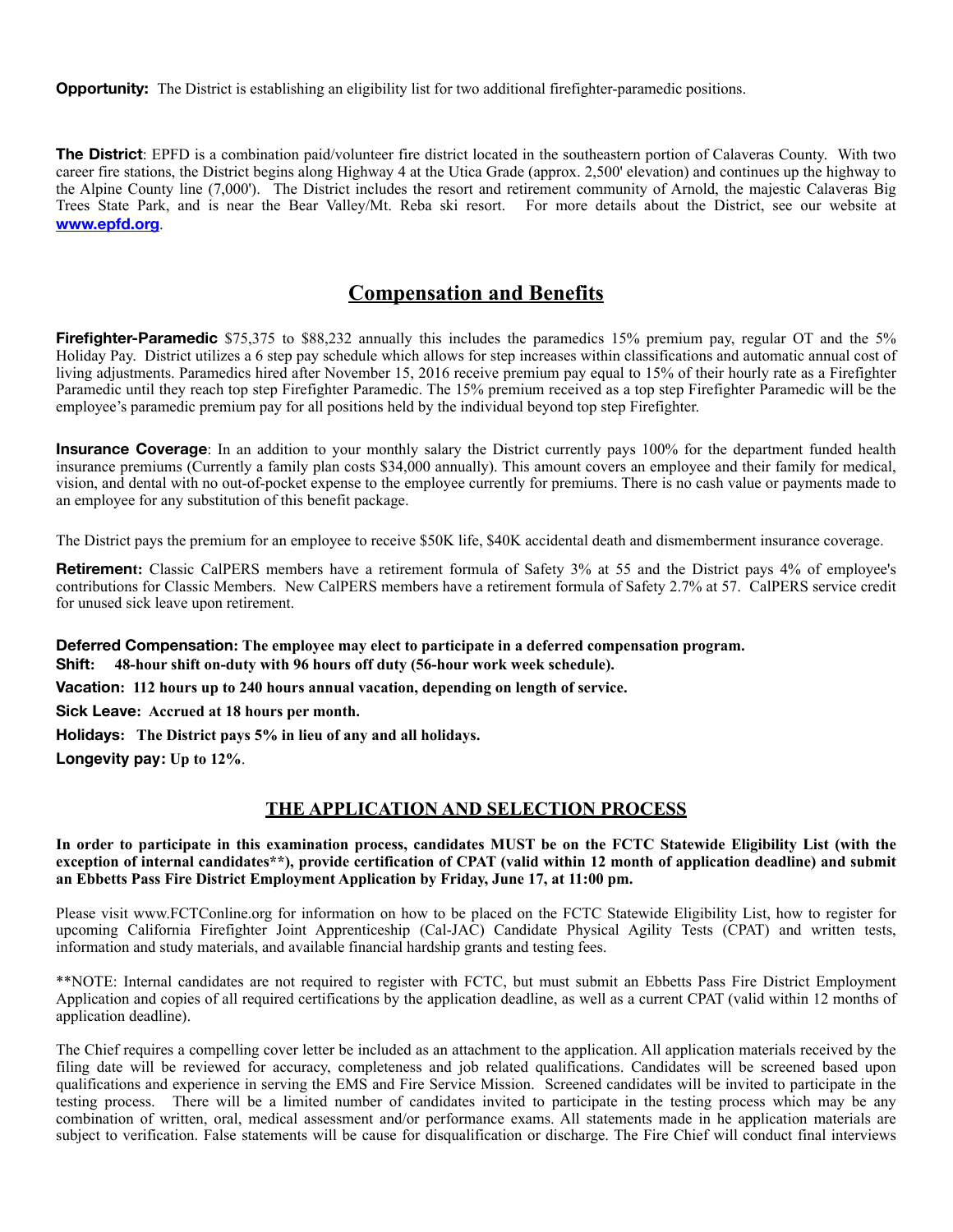**Opportunity:** The District is establishing an eligibility list for two additional firefighter-paramedic positions.

**The District**: EPFD is a combination paid/volunteer fire district located in the southeastern portion of Calaveras County. With two career fire stations, the District begins along Highway 4 at the Utica Grade (approx. 2,500' elevation) and continues up the highway to the Alpine County line (7,000'). The District includes the resort and retirement community of Arnold, the majestic Calaveras Big Trees State Park, and is near the Bear Valley/Mt. Reba ski resort. For more details about the District, see our website at **www.epfd.org**.

## Compensation and Benefits

**Firefighter-Paramedic** $75,375 to $88,232 annually this includes the paramedics 15% premium pay, regular OT and the 5% Holiday Pay. District utilizes a 6 step pay schedule which allows for step increases within classifications and automatic annual cost of living adjustments. Paramedics hired after November 15, 2016 receive premium pay equal to 15% of their hourly rate as a Firefighter Paramedic until they reach top step Firefighter Paramedic. The 15% premium received as a top step Firefighter Paramedic will be the employee's paramedic premium pay for all positions held by the individual beyond top step Firefighter.

**Insurance Coverage**: In an addition to your monthly salary the District currently pays 100% for the department funded health insurance premiums (Currently a family plan costs $34,000 annually). This amount covers an employee and their family for medical, vision, and dental with no out-of-pocket expense to the employee currently for premiums. There is no cash value or payments made to an employee for any substitution of this benefit package.

The District pays the premium for an employee to receive $50K life, $40K accidental death and dismemberment insurance coverage.

**Retirement:** Classic CalPERS members have a retirement formula of Safety 3% at 55 and the District pays 4% of employee's contributions for Classic Members. New CalPERS members have a retirement formula of Safety 2.7% at 57. CalPERS service credit for unused sick leave upon retirement.

**Deferred Compensation: The employee may elect to participate in a deferred compensation program.**

**Shift: 48-hour shift on-duty with 96 hours off duty (56-hour work week schedule).**

**Vacation: 112 hours up to 240 hours annual vacation, depending on length of service.**

**Sick Leave: Accrued at 18 hours per month.**

**Holidays: The District pays 5% in lieu of any and all holidays.**

**Longevity pay: Up to 12%**.

## THE APPLICATION AND SELECTION PROCESS

**In order to participate in this examination process, candidates MUST be on the FCTC Statewide Eligibility List (with the exception of internal candidates\*\*), provide certification of CPAT (valid within 12 month of application deadline) and submit an Ebbetts Pass Fire District Employment Application by Friday, June 17, at 11:00 pm.**

Please visit www.FCTConline.org for information on how to be placed on the FCTC Statewide Eligibility List, how to register for upcoming California Firefighter Joint Apprenticeship (Cal-JAC) Candidate Physical Agility Tests (CPAT) and written tests, information and study materials, and available financial hardship grants and testing fees.

**NOTE: Internal candidates are not required to register with FCTC, but must submit an Ebbetts Pass Fire District Employment Application and copies of all required certifications by the application deadline, as well as a current CPAT (valid within 12 months of application deadline).

The Chief requires a compelling cover letter be included as an attachment to the application. All application materials received by the filing date will be reviewed for accuracy, completeness and job related qualifications. Candidates will be screened based upon qualifications and experience in serving the EMS and Fire Service Mission. Screened candidates will be invited to participate in the testing process. There will be a limited number of candidates invited to participate in the testing process which may be any combination of written, oral, medical assessment and/or performance exams. All statements made in he application materials are subject to verification. False statements will be cause for disqualification or discharge. The Fire Chief will conduct final interviews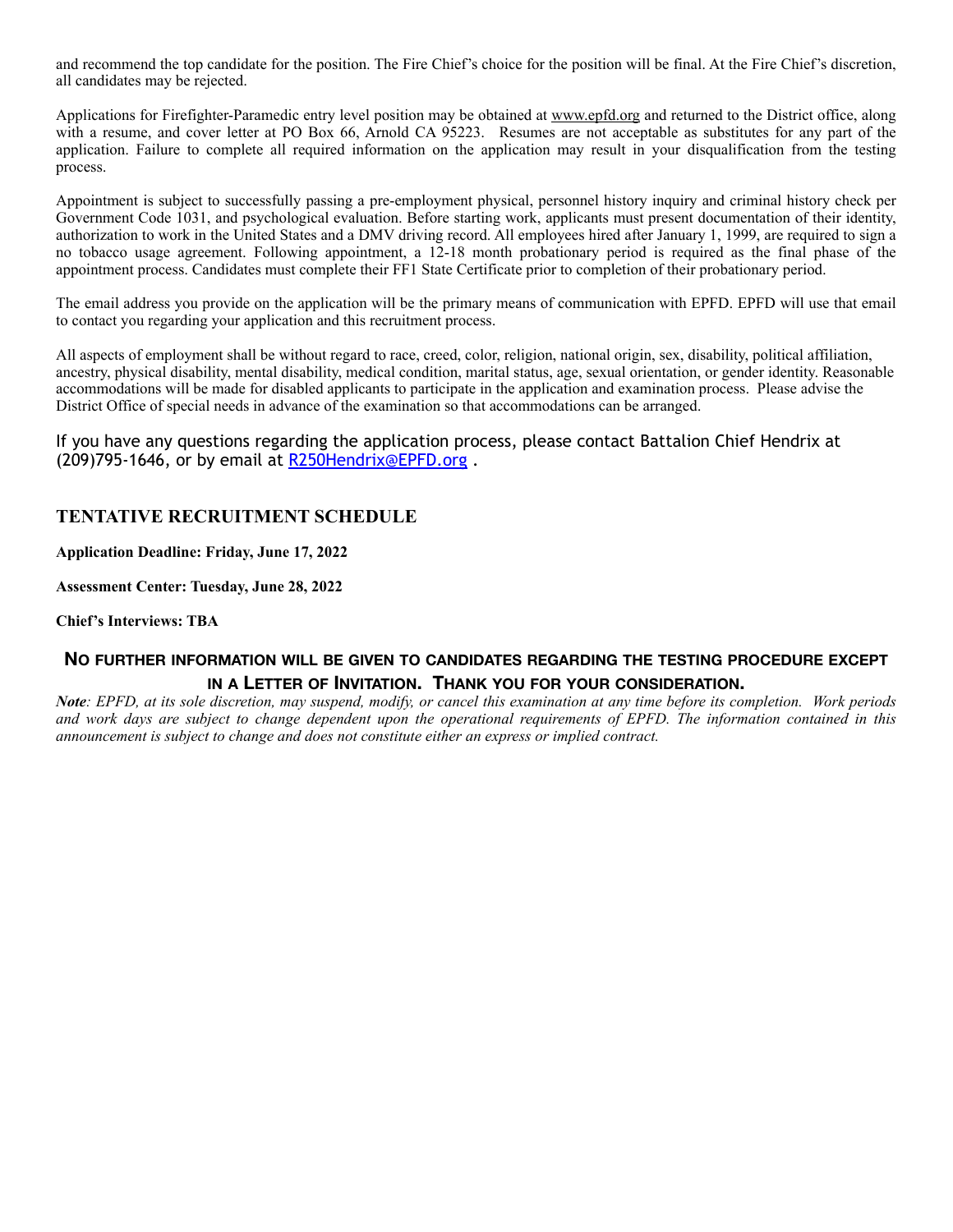and recommend the top candidate for the position. The Fire Chief's choice for the position will be final. At the Fire Chief's discretion, all candidates may be rejected.

Applications for Firefighter-Paramedic entry level position may be obtained at www.epfd.org and returned to the District office, along with a resume, and cover letter at PO Box 66, Arnold CA 95223. Resumes are not acceptable as substitutes for any part of the application. Failure to complete all required information on the application may result in your disqualification from the testing process.

Appointment is subject to successfully passing a pre-employment physical, personnel history inquiry and criminal history check per Government Code 1031, and psychological evaluation. Before starting work, applicants must present documentation of their identity, authorization to work in the United States and a DMV driving record. All employees hired after January 1, 1999, are required to sign a no tobacco usage agreement. Following appointment, a 12-18 month probationary period is required as the final phase of the appointment process. Candidates must complete their FF1 State Certificate prior to completion of their probationary period.

The email address you provide on the application will be the primary means of communication with EPFD. EPFD will use that email to contact you regarding your application and this recruitment process.

All aspects of employment shall be without regard to race, creed, color, religion, national origin, sex, disability, political affiliation, ancestry, physical disability, mental disability, medical condition, marital status, age, sexual orientation, or gender identity. Reasonable accommodations will be made for disabled applicants to participate in the application and examination process. Please advise the District Office of special needs in advance of the examination so that accommodations can be arranged.

If you have any questions regarding the application process, please contact Battalion Chief Hendrix at (209)795-1646, or by email at R250Hendrix@EPFD.org .

## TENTATIVE RECRUITMENT SCHEDULE

**Application Deadline: Friday, June 17, 2022**

**Assessment Center: Tuesday, June 28, 2022**

**Chief's Interviews: TBA**

**NO FURTHER INFORMATION WILL BE GIVEN TO CANDIDATES REGARDING THE TESTING PROCEDURE EXCEPT IN A LETTER OF INVITATION. THANK YOU FOR YOUR CONSIDERATION.**

***Note**: EPFD, at its sole discretion, may suspend, modify, or cancel this examination at any time before its completion. Work periods and work days are subject to change dependent upon the operational requirements of EPFD. The information contained in this announcement is subject to change and does not constitute either an express or implied contract.*